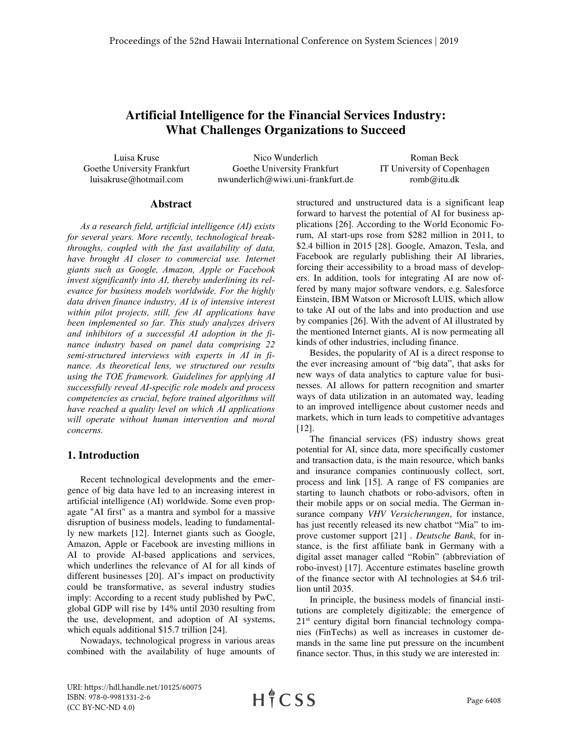# Artificial Intelligence for the Financial Services Industry: What Challenges Organizations to Succeed

Luisa Kruse
Goethe University Frankfurt
luisakruse@hotmail.com

Nico Wunderlich
Goethe University Frankfurt
nwunderlich@wiwi.uni-frankfurt.de

Roman Beck
IT University of Copenhagen
romb@itu.dk

## Abstract

*As a research field, artificial intelligence (AI) exists for several years. More recently, technological breakthroughs, coupled with the fast availability of data, have brought AI closer to commercial use. Internet giants such as Google, Amazon, Apple or Facebook invest significantly into AI, thereby underlining its relevance for business models worldwide. For the highly data driven finance industry, AI is of intensive interest within pilot projects, still, few AI applications have been implemented so far. This study analyzes drivers and inhibitors of a successful AI adoption in the finance industry based on panel data comprising 22 semi-structured interviews with experts in AI in finance. As theoretical lens, we structured our results using the TOE framework. Guidelines for applying AI successfully reveal AI-specific role models and process competencies as crucial, before trained algorithms will have reached a quality level on which AI applications will operate without human intervention and moral concerns.*

## 1. Introduction

Recent technological developments and the emergence of big data have led to an increasing interest in artificial intelligence (AI) worldwide. Some even propagate "AI first" as a mantra and symbol for a massive disruption of business models, leading to fundamentally new markets [12]. Internet giants such as Google, Amazon, Apple or Facebook are investing millions in AI to provide AI-based applications and services, which underlines the relevance of AI for all kinds of different businesses [20]. AI's impact on productivity could be transformative, as several industry studies imply: According to a recent study published by PwC, global GDP will rise by 14% until 2030 resulting from the use, development, and adoption of AI systems, which equals additional $15.7 trillion [24].

Nowadays, technological progress in various areas combined with the availability of huge amounts of structured and unstructured data is a significant leap forward to harvest the potential of AI for business applications [26]. According to the World Economic Forum, AI start-ups rose from $282 million in 2011, to $2.4 billion in 2015 [28]. Google, Amazon, Tesla, and Facebook are regularly publishing their AI libraries, forcing their accessibility to a broad mass of developers. In addition, tools for integrating AI are now offered by many major software vendors, e.g. Salesforce Einstein, IBM Watson or Microsoft LUIS, which allow to take AI out of the labs and into production and use by companies [26]. With the advent of AI illustrated by the mentioned Internet giants, AI is now permeating all kinds of other industries, including finance.

Besides, the popularity of AI is a direct response to the ever increasing amount of "big data", that asks for new ways of data analytics to capture value for businesses. AI allows for pattern recognition and smarter ways of data utilization in an automated way, leading to an improved intelligence about customer needs and markets, which in turn leads to competitive advantages [12].

The financial services (FS) industry shows great potential for AI, since data, more specifically customer and transaction data, is the main resource, which banks and insurance companies continuously collect, sort, process and link [15]. A range of FS companies are starting to launch chatbots or robo-advisors, often in their mobile apps or on social media. The German insurance company *VHV Versicherungen*, for instance, has just recently released its new chatbot "Mia" to improve customer support [21] . *Deutsche Bank*, for instance, is the first affiliate bank in Germany with a digital asset manager called "Robin" (abbreviation of robo-invest) [17]. Accenture estimates baseline growth of the finance sector with AI technologies at $4.6 trillion until 2035.

In principle, the business models of financial institutions are completely digitizable; the emergence of 21st century digital born financial technology companies (FinTechs) as well as increases in customer demands in the same line put pressure on the incumbent finance sector. Thus, in this study we are interested in: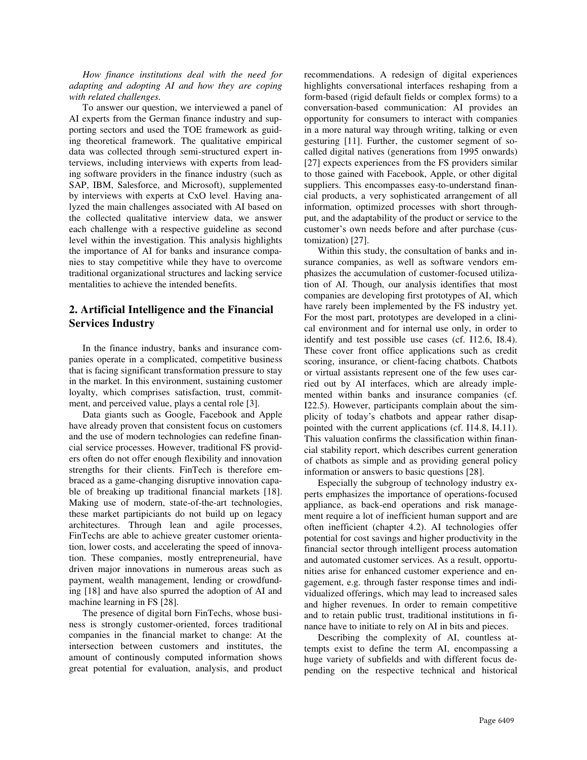*How finance institutions deal with the need for adapting and adopting AI and how they are coping with related challenges.*

To answer our question, we interviewed a panel of AI experts from the German finance industry and supporting sectors and used the TOE framework as guiding theoretical framework. The qualitative empirical data was collected through semi-structured expert interviews, including interviews with experts from leading software providers in the finance industry (such as SAP, IBM, Salesforce, and Microsoft), supplemented by interviews with experts at CxO level. Having analyzed the main challenges associated with AI based on the collected qualitative interview data, we answer each challenge with a respective guideline as second level within the investigation. This analysis highlights the importance of AI for banks and insurance companies to stay competitive while they have to overcome traditional organizational structures and lacking service mentalities to achieve the intended benefits.

## 2. Artificial Intelligence and the Financial Services Industry

In the finance industry, banks and insurance companies operate in a complicated, competitive business that is facing significant transformation pressure to stay in the market. In this environment, sustaining customer loyalty, which comprises satisfaction, trust, commitment, and perceived value, plays a cental role [3].

Data giants such as Google, Facebook and Apple have already proven that consistent focus on customers and the use of modern technologies can redefine financial service processes. However, traditional FS providers often do not offer enough flexibility and innovation strengths for their clients. FinTech is therefore embraced as a game-changing disruptive innovation capable of breaking up traditional financial markets [18]. Making use of modern, state-of-the-art technologies, these market partipiciants do not build up on legacy architectures. Through lean and agile processes, FinTechs are able to achieve greater customer orientation, lower costs, and accelerating the speed of innovation. These companies, mostly entrepreneurial, have driven major innovations in numerous areas such as payment, wealth management, lending or crowdfunding [18] and have also spurred the adoption of AI and machine learning in FS [28].

The presence of digital born FinTechs, whose business is strongly customer-oriented, forces traditional companies in the financial market to change: At the intersection between customers and institutes, the amount of continously computed information shows great potential for evaluation, analysis, and product recommendations. A redesign of digital experiences highlights conversational interfaces reshaping from a form-based (rigid default fields or complex forms) to a conversation-based communication: AI provides an opportunity for consumers to interact with companies in a more natural way through writing, talking or even gesturing [11]. Further, the customer segment of so-called digital natives (generations from 1995 onwards) [27] expects experiences from the FS providers similar to those gained with Facebook, Apple, or other digital suppliers. This encompasses easy-to-understand financial products, a very sophisticated arrangement of all information, optimized processes with short throughput, and the adaptability of the product or service to the customer's own needs before and after purchase (customization) [27].

Within this study, the consultation of banks and insurance companies, as well as software vendors emphasizes the accumulation of customer-focused utilization of AI. Though, our analysis identifies that most companies are developing first prototypes of AI, which have rarely been implemented by the FS industry yet. For the most part, prototypes are developed in a clinical environment and for internal use only, in order to identify and test possible use cases (cf. I12.6, I8.4). These cover front office applications such as credit scoring, insurance, or client-facing chatbots. Chatbots or virtual assistants represent one of the few uses carried out by AI interfaces, which are already implemented within banks and insurance companies (cf. I22.5). However, participants complain about the simplicity of today's chatbots and appear rather disappointed with the current applications (cf. I14.8, I4.11). This valuation confirms the classification within financial stability report, which describes current generation of chatbots as simple and as providing general policy information or answers to basic questions [28].

Especially the subgroup of technology industry experts emphasizes the importance of operations-focused appliance, as back-end operations and risk management require a lot of inefficient human support and are often inefficient (chapter 4.2). AI technologies offer potential for cost savings and higher productivity in the financial sector through intelligent process automation and automated customer services. As a result, opportunities arise for enhanced customer experience and engagement, e.g. through faster response times and individualized offerings, which may lead to increased sales and higher revenues. In order to remain competitive and to retain public trust, traditional institutions in finance have to initiate to rely on AI in bits and pieces.

Describing the complexity of AI, countless attempts exist to define the term AI, encompassing a huge variety of subfields and with different focus depending on the respective technical and historical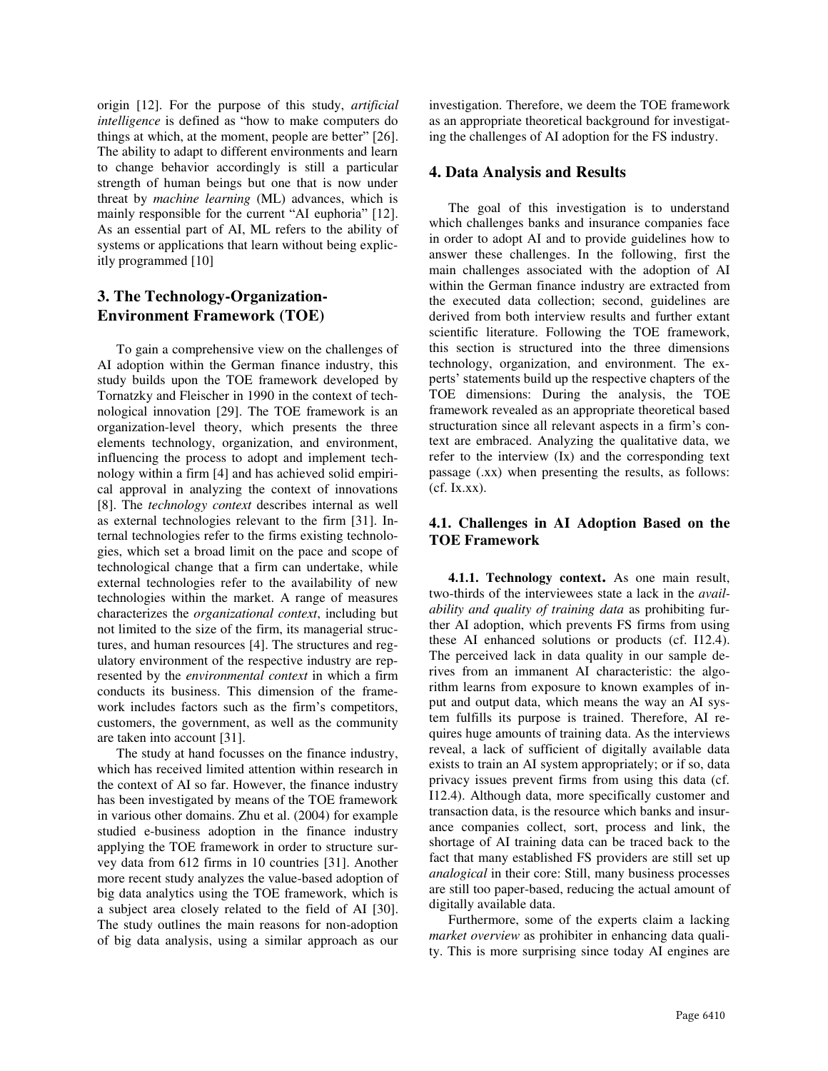origin [12]. For the purpose of this study, *artificial intelligence* is defined as "how to make computers do things at which, at the moment, people are better" [26]. The ability to adapt to different environments and learn to change behavior accordingly is still a particular strength of human beings but one that is now under threat by *machine learning* (ML) advances, which is mainly responsible for the current "AI euphoria" [12]. As an essential part of AI, ML refers to the ability of systems or applications that learn without being explicitly programmed [10]

## 3. The Technology-Organization-Environment Framework (TOE)

To gain a comprehensive view on the challenges of AI adoption within the German finance industry, this study builds upon the TOE framework developed by Tornatzky and Fleischer in 1990 in the context of technological innovation [29]. The TOE framework is an organization-level theory, which presents the three elements technology, organization, and environment, influencing the process to adopt and implement technology within a firm [4] and has achieved solid empirical approval in analyzing the context of innovations [8]. The *technology context* describes internal as well as external technologies relevant to the firm [31]. Internal technologies refer to the firms existing technologies, which set a broad limit on the pace and scope of technological change that a firm can undertake, while external technologies refer to the availability of new technologies within the market. A range of measures characterizes the *organizational context*, including but not limited to the size of the firm, its managerial structures, and human resources [4]. The structures and regulatory environment of the respective industry are represented by the *environmental context* in which a firm conducts its business. This dimension of the framework includes factors such as the firm's competitors, customers, the government, as well as the community are taken into account [31].

The study at hand focusses on the finance industry, which has received limited attention within research in the context of AI so far. However, the finance industry has been investigated by means of the TOE framework in various other domains. Zhu et al. (2004) for example studied e-business adoption in the finance industry applying the TOE framework in order to structure survey data from 612 firms in 10 countries [31]. Another more recent study analyzes the value-based adoption of big data analytics using the TOE framework, which is a subject area closely related to the field of AI [30]. The study outlines the main reasons for non-adoption of big data analysis, using a similar approach as our investigation. Therefore, we deem the TOE framework as an appropriate theoretical background for investigating the challenges of AI adoption for the FS industry.

## 4. Data Analysis and Results

The goal of this investigation is to understand which challenges banks and insurance companies face in order to adopt AI and to provide guidelines how to answer these challenges. In the following, first the main challenges associated with the adoption of AI within the German finance industry are extracted from the executed data collection; second, guidelines are derived from both interview results and further extant scientific literature. Following the TOE framework, this section is structured into the three dimensions technology, organization, and environment. The experts' statements build up the respective chapters of the TOE dimensions: During the analysis, the TOE framework revealed as an appropriate theoretical based structuration since all relevant aspects in a firm's context are embraced. Analyzing the qualitative data, we refer to the interview (Ix) and the corresponding text passage (.xx) when presenting the results, as follows: (cf. Ix.xx).

### 4.1. Challenges in AI Adoption Based on the TOE Framework

**4.1.1. Technology context.** As one main result, two-thirds of the interviewees state a lack in the *availability and quality of training data* as prohibiting further AI adoption, which prevents FS firms from using these AI enhanced solutions or products (cf. I12.4). The perceived lack in data quality in our sample derives from an immanent AI characteristic: the algorithm learns from exposure to known examples of input and output data, which means the way an AI system fulfills its purpose is trained. Therefore, AI requires huge amounts of training data. As the interviews reveal, a lack of sufficient of digitally available data exists to train an AI system appropriately; or if so, data privacy issues prevent firms from using this data (cf. I12.4). Although data, more specifically customer and transaction data, is the resource which banks and insurance companies collect, sort, process and link, the shortage of AI training data can be traced back to the fact that many established FS providers are still set up *analogical* in their core: Still, many business processes are still too paper-based, reducing the actual amount of digitally available data.

Furthermore, some of the experts claim a lacking *market overview* as prohibiter in enhancing data quality. This is more surprising since today AI engines are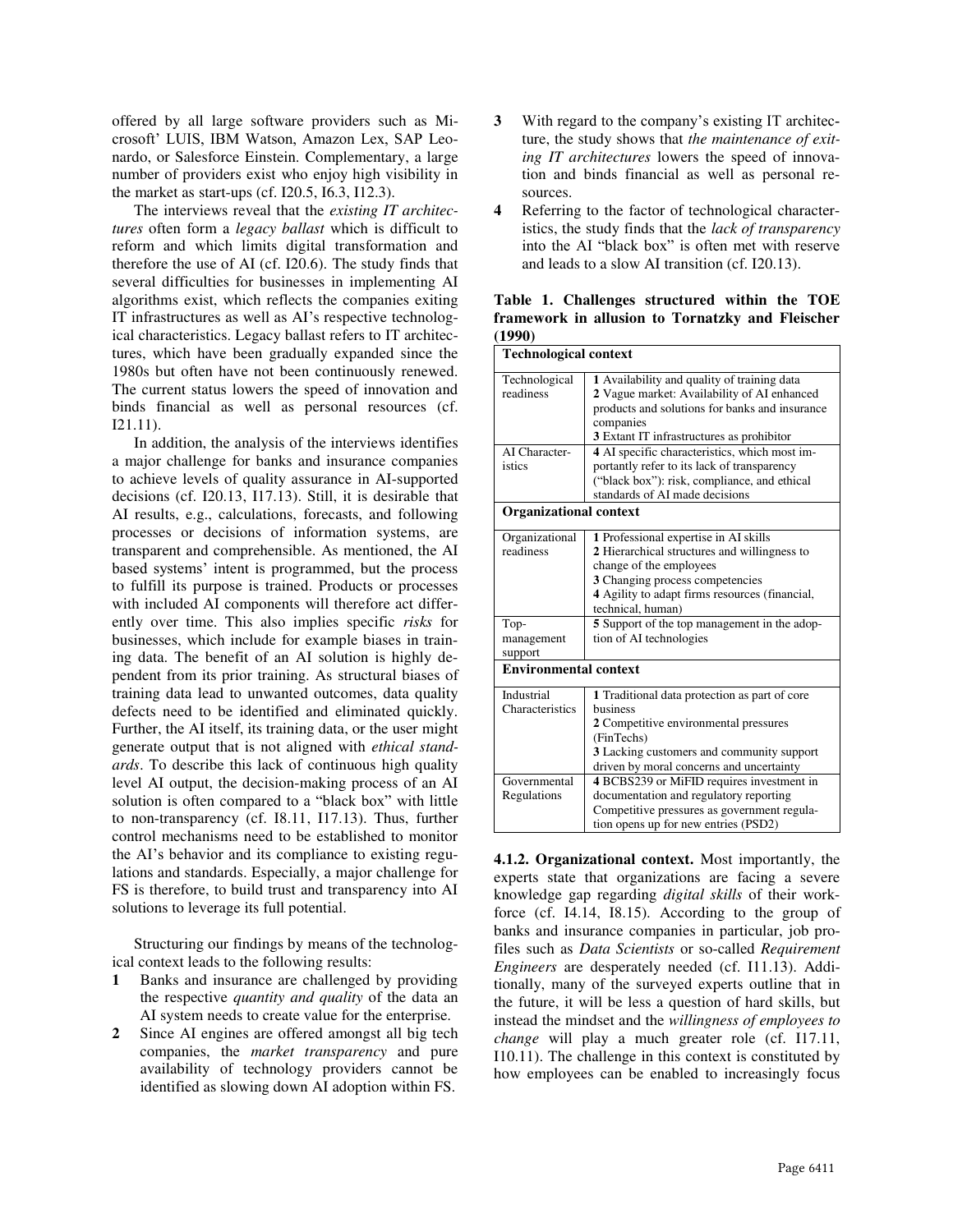offered by all large software providers such as Microsoft' LUIS, IBM Watson, Amazon Lex, SAP Leonardo, or Salesforce Einstein. Complementary, a large number of providers exist who enjoy high visibility in the market as start-ups (cf. I20.5, I6.3, I12.3).

The interviews reveal that the *existing IT architectures* often form a *legacy ballast* which is difficult to reform and which limits digital transformation and therefore the use of AI (cf. I20.6). The study finds that several difficulties for businesses in implementing AI algorithms exist, which reflects the companies exiting IT infrastructures as well as AI's respective technological characteristics. Legacy ballast refers to IT architectures, which have been gradually expanded since the 1980s but often have not been continuously renewed. The current status lowers the speed of innovation and binds financial as well as personal resources (cf. I21.11).

In addition, the analysis of the interviews identifies a major challenge for banks and insurance companies to achieve levels of quality assurance in AI-supported decisions (cf. I20.13, I17.13). Still, it is desirable that AI results, e.g., calculations, forecasts, and following processes or decisions of information systems, are transparent and comprehensible. As mentioned, the AI based systems' intent is programmed, but the process to fulfill its purpose is trained. Products or processes with included AI components will therefore act differently over time. This also implies specific *risks* for businesses, which include for example biases in training data. The benefit of an AI solution is highly dependent from its prior training. As structural biases of training data lead to unwanted outcomes, data quality defects need to be identified and eliminated quickly. Further, the AI itself, its training data, or the user might generate output that is not aligned with *ethical standards*. To describe this lack of continuous high quality level AI output, the decision-making process of an AI solution is often compared to a "black box" with little to non-transparency (cf. I8.11, I17.13). Thus, further control mechanisms need to be established to monitor the AI's behavior and its compliance to existing regulations and standards. Especially, a major challenge for FS is therefore, to build trust and transparency into AI solutions to leverage its full potential.

Structuring our findings by means of the technological context leads to the following results:

1. Banks and insurance are challenged by providing the respective *quantity and quality* of the data an AI system needs to create value for the enterprise.
2. Since AI engines are offered amongst all big tech companies, the *market transparency* and pure availability of technology providers cannot be identified as slowing down AI adoption within FS.
3. With regard to the company's existing IT architecture, the study shows that *the maintenance of exiting IT architectures* lowers the speed of innovation and binds financial as well as personal resources.
4. Referring to the factor of technological characteristics, the study finds that the *lack of transparency* into the AI "black box" is often met with reserve and leads to a slow AI transition (cf. I20.13).

**Table 1. Challenges structured within the TOE framework in allusion to Tornatzky and Fleischer (1990)**

| **Technological context** | |
|---|---|
| Technological readiness | **1** Availability and quality of training data<br>**2** Vague market: Availability of AI enhanced products and solutions for banks and insurance companies<br>**3** Extant IT infrastructures as prohibitor |
| AI Characteristics | **4** AI specific characteristics, which most importantly refer to its lack of transparency ("black box"): risk, compliance, and ethical standards of AI made decisions |
| **Organizational context** | |
| Organizational readiness | **1** Professional expertise in AI skills<br>**2** Hierarchical structures and willingness to change of the employees<br>**3** Changing process competencies<br>**4** Agility to adapt firms resources (financial, technical, human) |
| Top-management support | **5** Support of the top management in the adoption of AI technologies |
| **Environmental context** | |
| Industrial Characteristics | **1** Traditional data protection as part of core business<br>**2** Competitive environmental pressures (FinTechs)<br>**3** Lacking customers and community support driven by moral concerns and uncertainty |
| Governmental Regulations | **4** BCBS239 or MiFID requires investment in documentation and regulatory reporting<br>Competitive pressures as government regulation opens up for new entries (PSD2) |

**4.1.2. Organizational context.** Most importantly, the experts state that organizations are facing a severe knowledge gap regarding *digital skills* of their workforce (cf. I4.14, I8.15). According to the group of banks and insurance companies in particular, job profiles such as *Data Scientists* or so-called *Requirement Engineers* are desperately needed (cf. I11.13). Additionally, many of the surveyed experts outline that in the future, it will be less a question of hard skills, but instead the mindset and the *willingness of employees to change* will play a much greater role (cf. I17.11, I10.11). The challenge in this context is constituted by how employees can be enabled to increasingly focus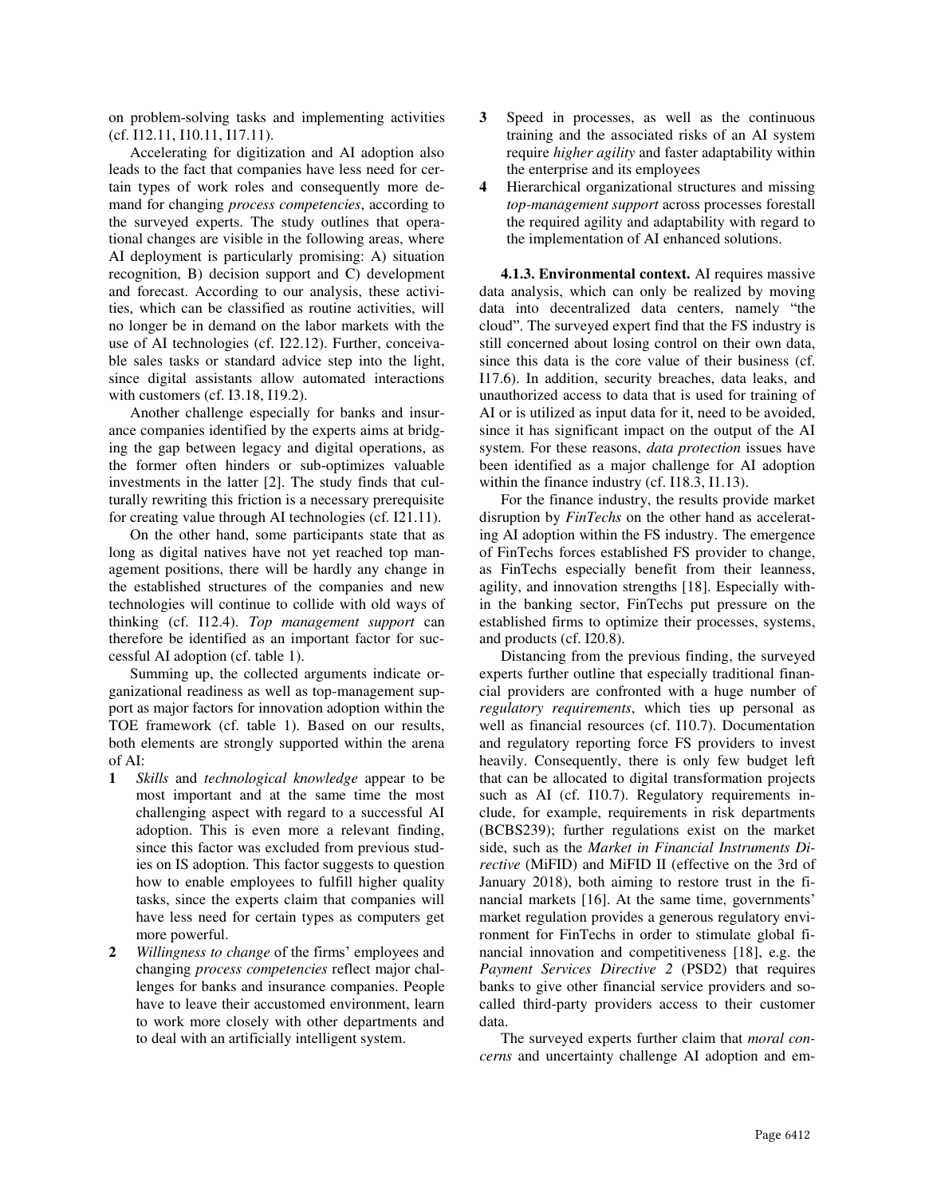on problem-solving tasks and implementing activities (cf. I12.11, I10.11, I17.11).

Accelerating for digitization and AI adoption also leads to the fact that companies have less need for certain types of work roles and consequently more demand for changing *process competencies*, according to the surveyed experts. The study outlines that operational changes are visible in the following areas, where AI deployment is particularly promising: A) situation recognition, B) decision support and C) development and forecast. According to our analysis, these activities, which can be classified as routine activities, will no longer be in demand on the labor markets with the use of AI technologies (cf. I22.12). Further, conceivable sales tasks or standard advice step into the light, since digital assistants allow automated interactions with customers (cf. I3.18, I19.2).

Another challenge especially for banks and insurance companies identified by the experts aims at bridging the gap between legacy and digital operations, as the former often hinders or sub-optimizes valuable investments in the latter [2]. The study finds that culturally rewriting this friction is a necessary prerequisite for creating value through AI technologies (cf. I21.11).

On the other hand, some participants state that as long as digital natives have not yet reached top management positions, there will be hardly any change in the established structures of the companies and new technologies will continue to collide with old ways of thinking (cf. I12.4). *Top management support* can therefore be identified as an important factor for successful AI adoption (cf. table 1).

Summing up, the collected arguments indicate organizational readiness as well as top-management support as major factors for innovation adoption within the TOE framework (cf. table 1). Based on our results, both elements are strongly supported within the arena of AI:

1. *Skills* and *technological knowledge* appear to be most important and at the same time the most challenging aspect with regard to a successful AI adoption. This is even more a relevant finding, since this factor was excluded from previous studies on IS adoption. This factor suggests to question how to enable employees to fulfill higher quality tasks, since the experts claim that companies will have less need for certain types as computers get more powerful.
2. *Willingness to change* of the firms' employees and changing *process competencies* reflect major challenges for banks and insurance companies. People have to leave their accustomed environment, learn to work more closely with other departments and to deal with an artificially intelligent system.
3. Speed in processes, as well as the continuous training and the associated risks of an AI system require *higher agility* and faster adaptability within the enterprise and its employees
4. Hierarchical organizational structures and missing *top-management support* across processes forestall the required agility and adaptability with regard to the implementation of AI enhanced solutions.

**4.1.3. Environmental context.** AI requires massive data analysis, which can only be realized by moving data into decentralized data centers, namely "the cloud". The surveyed expert find that the FS industry is still concerned about losing control on their own data, since this data is the core value of their business (cf. I17.6). In addition, security breaches, data leaks, and unauthorized access to data that is used for training of AI or is utilized as input data for it, need to be avoided, since it has significant impact on the output of the AI system. For these reasons, *data protection* issues have been identified as a major challenge for AI adoption within the finance industry (cf. I18.3, I1.13).

For the finance industry, the results provide market disruption by *FinTechs* on the other hand as accelerating AI adoption within the FS industry. The emergence of FinTechs forces established FS provider to change, as FinTechs especially benefit from their leanness, agility, and innovation strengths [18]. Especially within the banking sector, FinTechs put pressure on the established firms to optimize their processes, systems, and products (cf. I20.8).

Distancing from the previous finding, the surveyed experts further outline that especially traditional financial providers are confronted with a huge number of *regulatory requirements*, which ties up personal as well as financial resources (cf. I10.7). Documentation and regulatory reporting force FS providers to invest heavily. Consequently, there is only few budget left that can be allocated to digital transformation projects such as AI (cf. I10.7). Regulatory requirements include, for example, requirements in risk departments (BCBS239); further regulations exist on the market side, such as the *Market in Financial Instruments Directive* (MiFID) and MiFID II (effective on the 3rd of January 2018), both aiming to restore trust in the financial markets [16]. At the same time, governments' market regulation provides a generous regulatory environment for FinTechs in order to stimulate global financial innovation and competitiveness [18], e.g. the *Payment Services Directive 2* (PSD2) that requires banks to give other financial service providers and so-called third-party providers access to their customer data.

The surveyed experts further claim that *moral concerns* and uncertainty challenge AI adoption and em-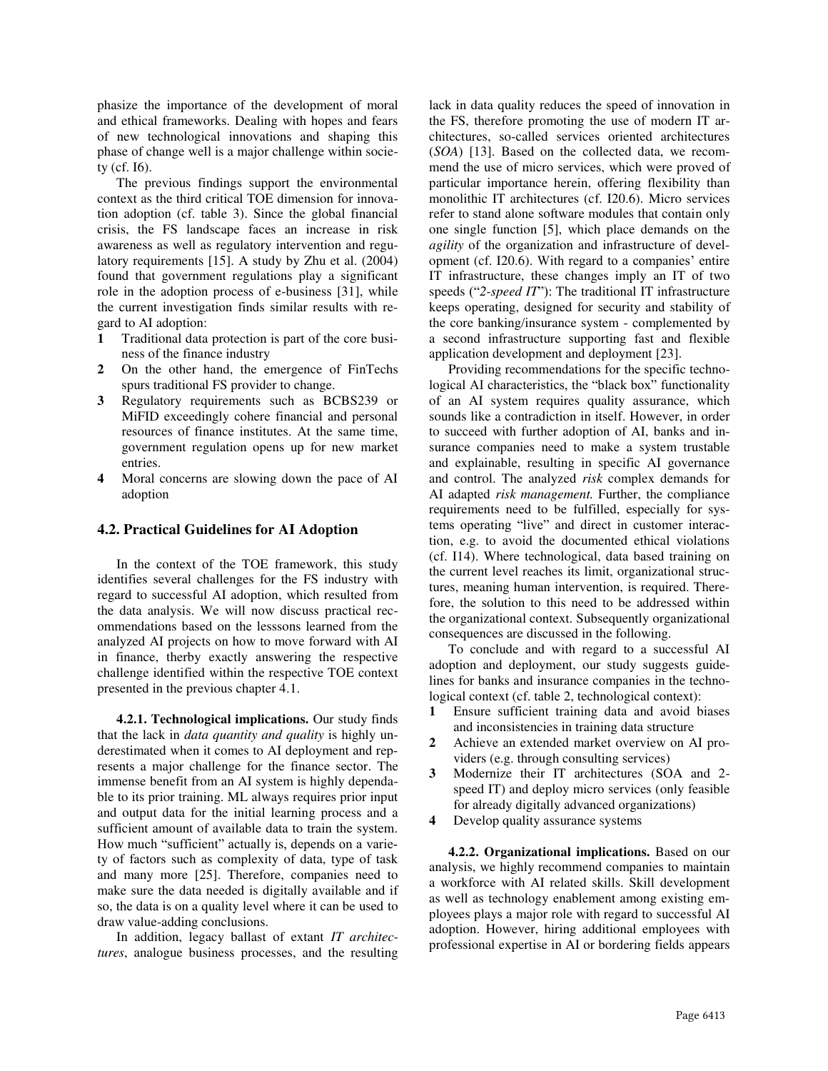phasize the importance of the development of moral and ethical frameworks. Dealing with hopes and fears of new technological innovations and shaping this phase of change well is a major challenge within society (cf. I6).

The previous findings support the environmental context as the third critical TOE dimension for innovation adoption (cf. table 3). Since the global financial crisis, the FS landscape faces an increase in risk awareness as well as regulatory intervention and regulatory requirements [15]. A study by Zhu et al. (2004) found that government regulations play a significant role in the adoption process of e-business [31], while the current investigation finds similar results with regard to AI adoption:

1. Traditional data protection is part of the core business of the finance industry
2. On the other hand, the emergence of FinTechs spurs traditional FS provider to change.
3. Regulatory requirements such as BCBS239 or MiFID exceedingly cohere financial and personal resources of finance institutes. At the same time, government regulation opens up for new market entries.
4. Moral concerns are slowing down the pace of AI adoption

## 4.2. Practical Guidelines for AI Adoption

In the context of the TOE framework, this study identifies several challenges for the FS industry with regard to successful AI adoption, which resulted from the data analysis. We will now discuss practical recommendations based on the lesssons learned from the analyzed AI projects on how to move forward with AI in finance, therby exactly answering the respective challenge identified within the respective TOE context presented in the previous chapter 4.1.

**4.2.1. Technological implications.** Our study finds that the lack in *data quantity and quality* is highly underestimated when it comes to AI deployment and represents a major challenge for the finance sector. The immense benefit from an AI system is highly dependable to its prior training. ML always requires prior input and output data for the initial learning process and a sufficient amount of available data to train the system. How much "sufficient" actually is, depends on a variety of factors such as complexity of data, type of task and many more [25]. Therefore, companies need to make sure the data needed is digitally available and if so, the data is on a quality level where it can be used to draw value-adding conclusions.

In addition, legacy ballast of extant *IT architectures*, analogue business processes, and the resulting lack in data quality reduces the speed of innovation in the FS, therefore promoting the use of modern IT architectures, so-called services oriented architectures (*SOA*) [13]. Based on the collected data, we recommend the use of micro services, which were proved of particular importance herein, offering flexibility than monolithic IT architectures (cf. I20.6). Micro services refer to stand alone software modules that contain only one single function [5], which place demands on the *agility* of the organization and infrastructure of development (cf. I20.6). With regard to a companies' entire IT infrastructure, these changes imply an IT of two speeds ("*2-speed IT*"): The traditional IT infrastructure keeps operating, designed for security and stability of the core banking/insurance system - complemented by a second infrastructure supporting fast and flexible application development and deployment [23].

Providing recommendations for the specific technological AI characteristics, the "black box" functionality of an AI system requires quality assurance, which sounds like a contradiction in itself. However, in order to succeed with further adoption of AI, banks and insurance companies need to make a system trustable and explainable, resulting in specific AI governance and control. The analyzed *risk* complex demands for AI adapted *risk management.* Further, the compliance requirements need to be fulfilled, especially for systems operating "live" and direct in customer interaction, e.g. to avoid the documented ethical violations (cf. I14). Where technological, data based training on the current level reaches its limit, organizational structures, meaning human intervention, is required. Therefore, the solution to this need to be addressed within the organizational context. Subsequently organizational consequences are discussed in the following.

To conclude and with regard to a successful AI adoption and deployment, our study suggests guidelines for banks and insurance companies in the technological context (cf. table 2, technological context):

1. Ensure sufficient training data and avoid biases and inconsistencies in training data structure
2. Achieve an extended market overview on AI providers (e.g. through consulting services)
3. Modernize their IT architectures (SOA and 2-speed IT) and deploy micro services (only feasible for already digitally advanced organizations)
4. Develop quality assurance systems

**4.2.2. Organizational implications.** Based on our analysis, we highly recommend companies to maintain a workforce with AI related skills. Skill development as well as technology enablement among existing employees plays a major role with regard to successful AI adoption. However, hiring additional employees with professional expertise in AI or bordering fields appears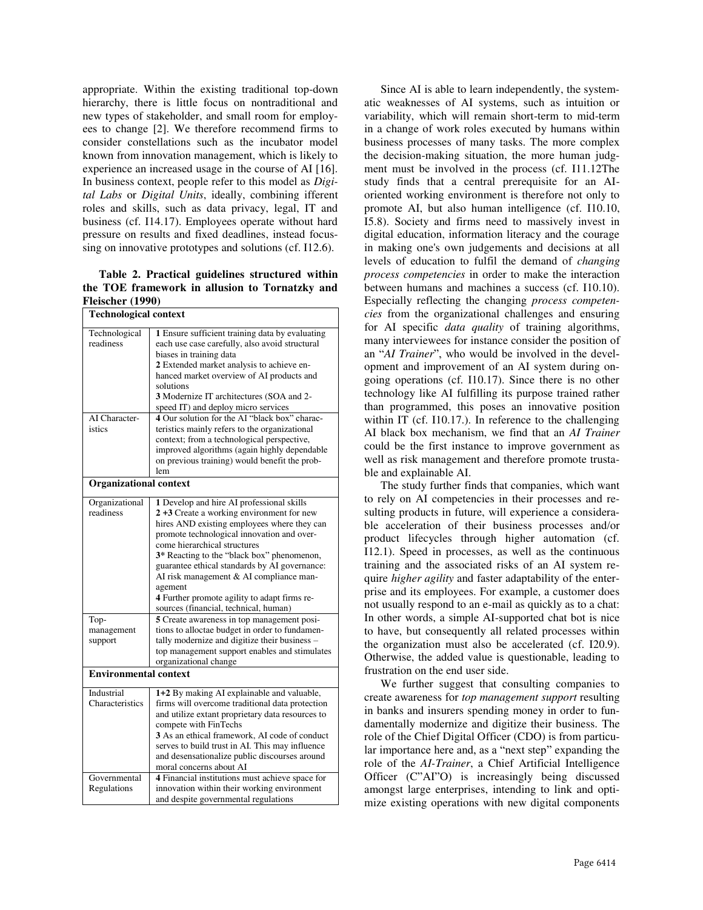appropriate. Within the existing traditional top-down hierarchy, there is little focus on nontraditional and new types of stakeholder, and small room for employees to change [2]. We therefore recommend firms to consider constellations such as the incubator model known from innovation management, which is likely to experience an increased usage in the course of AI [16]. In business context, people refer to this model as *Digital Labs* or *Digital Units*, ideally, combining ifferent roles and skills, such as data privacy, legal, IT and business (cf. I14.17). Employees operate without hard pressure on results and fixed deadlines, instead focussing on innovative prototypes and solutions (cf. I12.6).

**Table 2. Practical guidelines structured within the TOE framework in allusion to Tornatzky and Fleischer (1990)**

| **Technological context** | |
|---|---|
| Technological readiness | **1** Ensure sufficient training data by evaluating each use case carefully, also avoid structural biases in training data<br>**2** Extended market analysis to achieve enhanced market overview of AI products and solutions<br>**3** Modernize IT architectures (SOA and 2-speed IT) and deploy micro services |
| AI Characteristics | **4** Our solution for the AI "black box" characteristics mainly refers to the organizational context; from a technological perspective, improved algorithms (again highly dependable on previous training) would benefit the problem |
| **Organizational context** | |
| Organizational readiness | **1** Develop and hire AI professional skills<br>**2 +3** Create a working environment for new hires AND existing employees where they can promote technological innovation and overcome hierarchical structures<br>**3*** Reacting to the "black box" phenomenon, guarantee ethical standards by AI governance: AI risk management & AI compliance management<br>**4** Further promote agility to adapt firms resources (financial, technical, human) |
| Top-management support | **5** Create awareness in top management positions to alloctae budget in order to fundamentally modernize and digitize their business – top management support enables and stimulates organizational change |
| **Environmental context** | |
| Industrial Characteristics | **1+2** By making AI explainable and valuable, firms will overcome traditional data protection and utilize extant proprietary data resources to compete with FinTechs<br>**3** As an ethical framework, AI code of conduct serves to build trust in AI. This may influence and desensationalize public discourses around moral concerns about AI |
| Governmental Regulations | **4** Financial institutions must achieve space for innovation within their working environment and despite governmental regulations |

Since AI is able to learn independently, the systematic weaknesses of AI systems, such as intuition or variability, which will remain short-term to mid-term in a change of work roles executed by humans within business processes of many tasks. The more complex the decision-making situation, the more human judgment must be involved in the process (cf. I11.12The study finds that a central prerequisite for an AI-oriented working environment is therefore not only to promote AI, but also human intelligence (cf. I10.10, I5.8). Society and firms need to massively invest in digital education, information literacy and the courage in making one's own judgements and decisions at all levels of education to fulfil the demand of *changing process competencies* in order to make the interaction between humans and machines a success (cf. I10.10). Especially reflecting the changing *process competencies* from the organizational challenges and ensuring for AI specific *data quality* of training algorithms, many interviewees for instance consider the position of an "*AI Trainer*", who would be involved in the development and improvement of an AI system during ongoing operations (cf. I10.17). Since there is no other technology like AI fulfilling its purpose trained rather than programmed, this poses an innovative position within IT (cf. I10.17.). In reference to the challenging AI black box mechanism, we find that an *AI Trainer* could be the first instance to improve government as well as risk management and therefore promote trustable and explainable AI.

The study further finds that companies, which want to rely on AI competencies in their processes and resulting products in future, will experience a considerable acceleration of their business processes and/or product lifecycles through higher automation (cf. I12.1). Speed in processes, as well as the continuous training and the associated risks of an AI system require *higher agility* and faster adaptability of the enterprise and its employees. For example, a customer does not usually respond to an e-mail as quickly as to a chat: In other words, a simple AI-supported chat bot is nice to have, but consequently all related processes within the organization must also be accelerated (cf. I20.9). Otherwise, the added value is questionable, leading to frustration on the end user side.

We further suggest that consulting companies to create awareness for *top management support* resulting in banks and insurers spending money in order to fundamentally modernize and digitize their business. The role of the Chief Digital Officer (CDO) is from particular importance here and, as a "next step" expanding the role of the *AI-Trainer*, a Chief Artificial Intelligence Officer (C"AI"O) is increasingly being discussed amongst large enterprises, intending to link and optimize existing operations with new digital components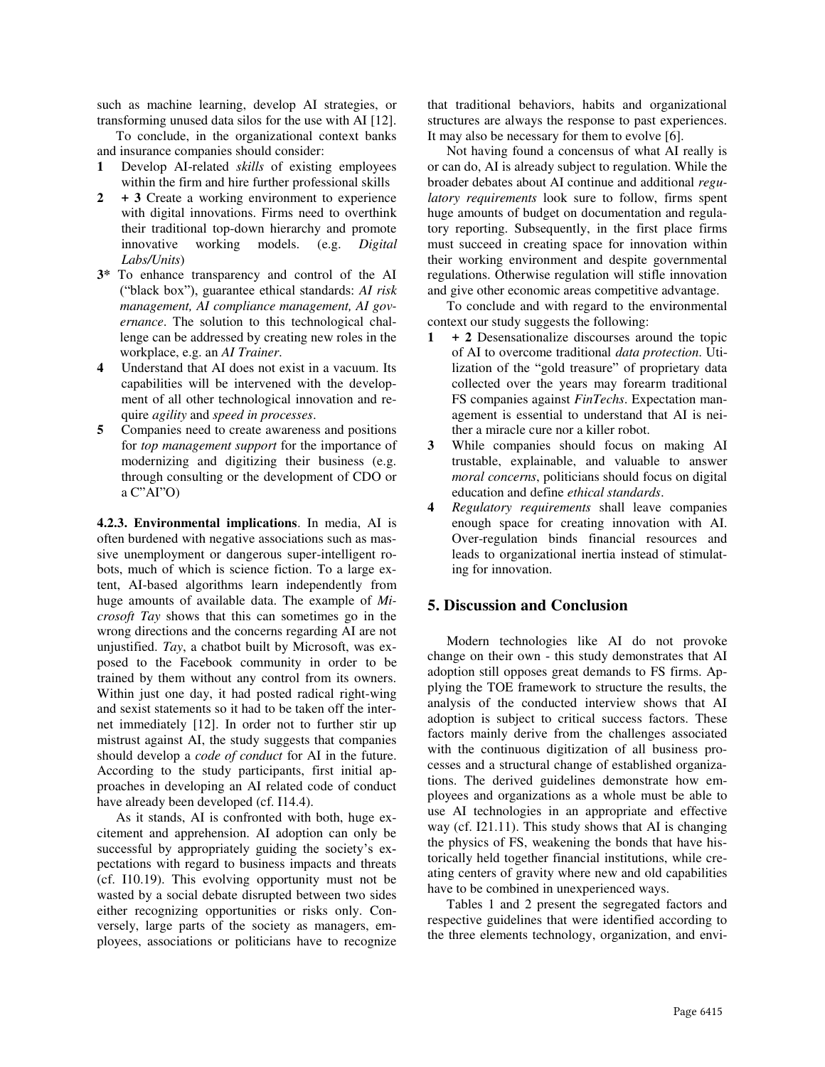such as machine learning, develop AI strategies, or transforming unused data silos for the use with AI [12].

To conclude, in the organizational context banks and insurance companies should consider:

**1** Develop AI-related *skills* of existing employees within the firm and hire further professional skills

**2 + 3** Create a working environment to experience with digital innovations. Firms need to overthink their traditional top-down hierarchy and promote innovative working models. (e.g. *Digital Labs/Units*)

**3*** To enhance transparency and control of the AI ("black box"), guarantee ethical standards: *AI risk management, AI compliance management, AI governance*. The solution to this technological challenge can be addressed by creating new roles in the workplace, e.g. an *AI Trainer*.

**4** Understand that AI does not exist in a vacuum. Its capabilities will be intervened with the development of all other technological innovation and require *agility* and *speed in processes*.

**5** Companies need to create awareness and positions for *top management support* for the importance of modernizing and digitizing their business (e.g. through consulting or the development of CDO or a C"AI"O)

**4.2.3. Environmental implications**. In media, AI is often burdened with negative associations such as massive unemployment or dangerous super-intelligent robots, much of which is science fiction. To a large extent, AI-based algorithms learn independently from huge amounts of available data. The example of *Microsoft Tay* shows that this can sometimes go in the wrong directions and the concerns regarding AI are not unjustified. *Tay*, a chatbot built by Microsoft, was exposed to the Facebook community in order to be trained by them without any control from its owners. Within just one day, it had posted radical right-wing and sexist statements so it had to be taken off the internet immediately [12]. In order not to further stir up mistrust against AI, the study suggests that companies should develop a *code of conduct* for AI in the future. According to the study participants, first initial approaches in developing an AI related code of conduct have already been developed (cf. I14.4).

As it stands, AI is confronted with both, huge excitement and apprehension. AI adoption can only be successful by appropriately guiding the society's expectations with regard to business impacts and threats (cf. I10.19). This evolving opportunity must not be wasted by a social debate disrupted between two sides either recognizing opportunities or risks only. Conversely, large parts of the society as managers, employees, associations or politicians have to recognize that traditional behaviors, habits and organizational structures are always the response to past experiences. It may also be necessary for them to evolve [6].

Not having found a concensus of what AI really is or can do, AI is already subject to regulation. While the broader debates about AI continue and additional *regulatory requirements* look sure to follow, firms spent huge amounts of budget on documentation and regulatory reporting. Subsequently, in the first place firms must succeed in creating space for innovation within their working environment and despite governmental regulations. Otherwise regulation will stifle innovation and give other economic areas competitive advantage.

To conclude and with regard to the environmental context our study suggests the following:

**1 + 2** Desensationalize discourses around the topic of AI to overcome traditional *data protection*. Utilization of the "gold treasure" of proprietary data collected over the years may forearm traditional FS companies against *FinTechs*. Expectation management is essential to understand that AI is neither a miracle cure nor a killer robot.

**3** While companies should focus on making AI trustable, explainable, and valuable to answer *moral concerns*, politicians should focus on digital education and define *ethical standards*.

**4** *Regulatory requirements* shall leave companies enough space for creating innovation with AI. Over-regulation binds financial resources and leads to organizational inertia instead of stimulating for innovation.

## 5. Discussion and Conclusion

Modern technologies like AI do not provoke change on their own - this study demonstrates that AI adoption still opposes great demands to FS firms. Applying the TOE framework to structure the results, the analysis of the conducted interview shows that AI adoption is subject to critical success factors. These factors mainly derive from the challenges associated with the continuous digitization of all business processes and a structural change of established organizations. The derived guidelines demonstrate how employees and organizations as a whole must be able to use AI technologies in an appropriate and effective way (cf. I21.11). This study shows that AI is changing the physics of FS, weakening the bonds that have historically held together financial institutions, while creating centers of gravity where new and old capabilities have to be combined in unexperienced ways.

Tables 1 and 2 present the segregated factors and respective guidelines that were identified according to the three elements technology, organization, and envi-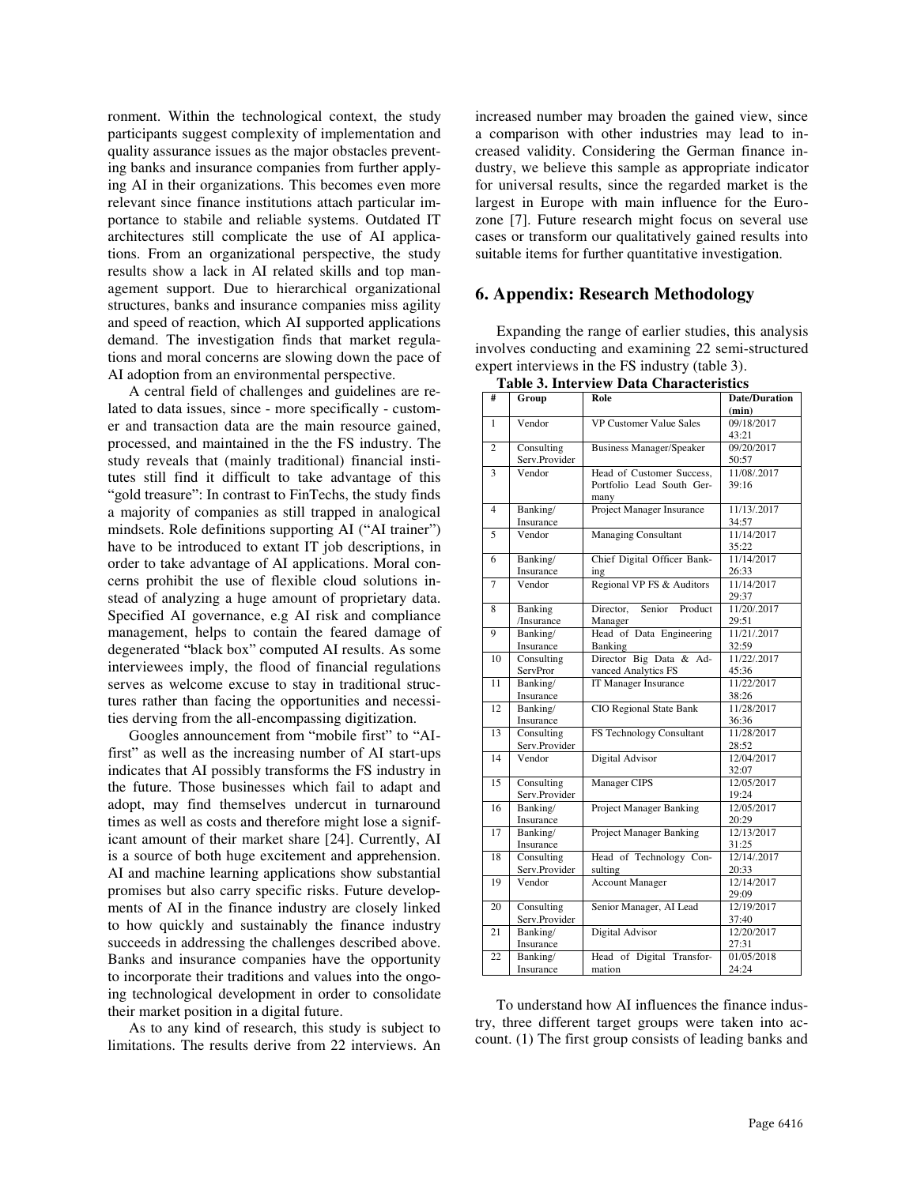ronment. Within the technological context, the study participants suggest complexity of implementation and quality assurance issues as the major obstacles preventing banks and insurance companies from further applying AI in their organizations. This becomes even more relevant since finance institutions attach particular importance to stabile and reliable systems. Outdated IT architectures still complicate the use of AI applications. From an organizational perspective, the study results show a lack in AI related skills and top management support. Due to hierarchical organizational structures, banks and insurance companies miss agility and speed of reaction, which AI supported applications demand. The investigation finds that market regulations and moral concerns are slowing down the pace of AI adoption from an environmental perspective.

A central field of challenges and guidelines are related to data issues, since - more specifically - customer and transaction data are the main resource gained, processed, and maintained in the the FS industry. The study reveals that (mainly traditional) financial institutes still find it difficult to take advantage of this "gold treasure": In contrast to FinTechs, the study finds a majority of companies as still trapped in analogical mindsets. Role definitions supporting AI ("AI trainer") have to be introduced to extant IT job descriptions, in order to take advantage of AI applications. Moral concerns prohibit the use of flexible cloud solutions instead of analyzing a huge amount of proprietary data. Specified AI governance, e.g AI risk and compliance management, helps to contain the feared damage of degenerated "black box" computed AI results. As some interviewees imply, the flood of financial regulations serves as welcome excuse to stay in traditional structures rather than facing the opportunities and necessities derving from the all-encompassing digitization.

Googles announcement from "mobile first" to "AI-first" as well as the increasing number of AI start-ups indicates that AI possibly transforms the FS industry in the future. Those businesses which fail to adapt and adopt, may find themselves undercut in turnaround times as well as costs and therefore might lose a significant amount of their market share [24]. Currently, AI is a source of both huge excitement and apprehension. AI and machine learning applications show substantial promises but also carry specific risks. Future developments of AI in the finance industry are closely linked to how quickly and sustainably the finance industry succeeds in addressing the challenges described above. Banks and insurance companies have the opportunity to incorporate their traditions and values into the ongoing technological development in order to consolidate their market position in a digital future.

As to any kind of research, this study is subject to limitations. The results derive from 22 interviews. An increased number may broaden the gained view, since a comparison with other industries may lead to increased validity. Considering the German finance industry, we believe this sample as appropriate indicator for universal results, since the regarded market is the largest in Europe with main influence for the Eurozone [7]. Future research might focus on several use cases or transform our qualitatively gained results into suitable items for further quantitative investigation.

## 6. Appendix: Research Methodology

Expanding the range of earlier studies, this analysis involves conducting and examining 22 semi-structured expert interviews in the FS industry (table 3).

**Table 3. Interview Data Characteristics**

| # | Group | Role | Date/Duration (min) |
|---|---|---|---|
| 1 | Vendor | VP Customer Value Sales | 09/18/2017 43:21 |
| 2 | Consulting Serv.Provider | Business Manager/Speaker | 09/20/2017 50:57 |
| 3 | Vendor | Head of Customer Success, Portfolio Lead South Germany | 11/08/.2017 39:16 |
| 4 | Banking/ Insurance | Project Manager Insurance | 11/13/.2017 34:57 |
| 5 | Vendor | Managing Consultant | 11/14/2017 35:22 |
| 6 | Banking/ Insurance | Chief Digital Officer Banking | 11/14/2017 26:33 |
| 7 | Vendor | Regional VP FS & Auditors | 11/14/2017 29:37 |
| 8 | Banking /Insurance | Director, Senior Product Manager | 11/20/.2017 29:51 |
| 9 | Banking/ Insurance | Head of Data Engineering Banking | 11/21/.2017 32:59 |
| 10 | Consulting ServPror | Director Big Data & Advanced Analytics FS | 11/22/.2017 45:36 |
| 11 | Banking/ Insurance | IT Manager Insurance | 11/22/2017 38:26 |
| 12 | Banking/ Insurance | CIO Regional State Bank | 11/28/2017 36:36 |
| 13 | Consulting Serv.Provider | FS Technology Consultant | 11/28/2017 28:52 |
| 14 | Vendor | Digital Advisor | 12/04/2017 32:07 |
| 15 | Consulting Serv.Provider | Manager CIPS | 12/05/2017 19:24 |
| 16 | Banking/ Insurance | Project Manager Banking | 12/05/2017 20:29 |
| 17 | Banking/ Insurance | Project Manager Banking | 12/13/2017 31:25 |
| 18 | Consulting Serv.Provider | Head of Technology Consulting | 12/14/.2017 20:33 |
| 19 | Vendor | Account Manager | 12/14/2017 29:09 |
| 20 | Consulting Serv.Provider | Senior Manager, AI Lead | 12/19/2017 37:40 |
| 21 | Banking/ Insurance | Digital Advisor | 12/20/2017 27:31 |
| 22 | Banking/ Insurance | Head of Digital Transformation | 01/05/2018 24:24 |

To understand how AI influences the finance industry, three different target groups were taken into account. (1) The first group consists of leading banks and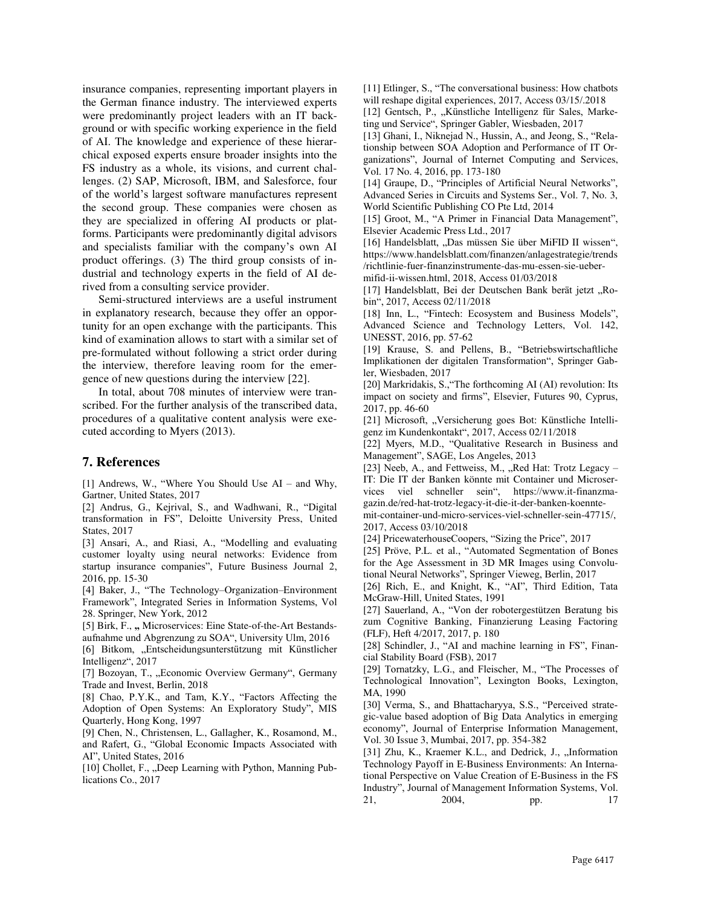insurance companies, representing important players in the German finance industry. The interviewed experts were predominantly project leaders with an IT background or with specific working experience in the field of AI. The knowledge and experience of these hierarchical exposed experts ensure broader insights into the FS industry as a whole, its visions, and current challenges. (2) SAP, Microsoft, IBM, and Salesforce, four of the world's largest software manufactures represent the second group. These companies were chosen as they are specialized in offering AI products or platforms. Participants were predominantly digital advisors and specialists familiar with the company's own AI product offerings. (3) The third group consists of industrial and technology experts in the field of AI derived from a consulting service provider.

Semi-structured interviews are a useful instrument in explanatory research, because they offer an opportunity for an open exchange with the participants. This kind of examination allows to start with a similar set of pre-formulated without following a strict order during the interview, therefore leaving room for the emergence of new questions during the interview [22].

In total, about 708 minutes of interview were transcribed. For the further analysis of the transcribed data, procedures of a qualitative content analysis were executed according to Myers (2013).

## 7. References

[1] Andrews, W., "Where You Should Use AI – and Why, Gartner, United States, 2017

[2] Andrus, G., Kejrival, S., and Wadhwani, R., "Digital transformation in FS", Deloitte University Press, United States, 2017

[3] Ansari, A., and Riasi, A., "Modelling and evaluating customer loyalty using neural networks: Evidence from startup insurance companies", Future Business Journal 2, 2016, pp. 15-30

[4] Baker, J., "The Technology–Organization–Environment Framework", Integrated Series in Information Systems, Vol 28. Springer, New York, 2012

[5] Birk, F., **„** Microservices: Eine State-of-the-Art Bestandsaufnahme und Abgrenzung zu SOA", University Ulm, 2016

[6] Bitkom, „Entscheidungsunterstützung mit Künstlicher Intelligenz", 2017

[7] Bozoyan, T., „Economic Overview Germany", Germany Trade and Invest, Berlin, 2018

[8] Chao, P.Y.K., and Tam, K.Y., "Factors Affecting the Adoption of Open Systems: An Exploratory Study", MIS Quarterly, Hong Kong, 1997

[9] Chen, N., Christensen, L., Gallagher, K., Rosamond, M., and Rafert, G., "Global Economic Impacts Associated with AI", United States, 2016

[10] Chollet, F., „Deep Learning with Python, Manning Publications Co., 2017

[11] Etlinger, S., "The conversational business: How chatbots will reshape digital experiences, 2017, Access 03/15/.2018

[12] Gentsch, P., „Künstliche Intelligenz für Sales, Marketing und Service", Springer Gabler, Wiesbaden, 2017

[13] Ghani, I., Niknejad N., Hussin, A., and Jeong, S., "Relationship between SOA Adoption and Performance of IT Organizations", Journal of Internet Computing and Services, Vol. 17 No. 4, 2016, pp. 173-180

[14] Graupe, D., "Principles of Artificial Neural Networks", Advanced Series in Circuits and Systems Ser., Vol. 7, No. 3, World Scientific Publishing CO Pte Ltd, 2014

[15] Groot, M., "A Primer in Financial Data Management", Elsevier Academic Press Ltd., 2017

[16] Handelsblatt, „Das müssen Sie über MiFID II wissen", https://www.handelsblatt.com/finanzen/anlagestrategie/trends/richtlinie-fuer-finanzinstrumente-das-mu-essen-sie-uebermifid-ii-wissen.html, 2018, Access 01/03/2018

[17] Handelsblatt, Bei der Deutschen Bank berät jetzt „Robin", 2017, Access 02/11/2018

[18] Inn, L., "Fintech: Ecosystem and Business Models", Advanced Science and Technology Letters, Vol. 142, UNESST, 2016, pp. 57-62

[19] Krause, S. and Pellens, B., "Betriebswirtschaftliche Implikationen der digitalen Transformation", Springer Gabler, Wiesbaden, 2017

[20] Markridakis, S.,"The forthcoming AI (AI) revolution: Its impact on society and firms", Elsevier, Futures 90, Cyprus, 2017, pp. 46-60

[21] Microsoft, „Versicherung goes Bot: Künstliche Intelligenz im Kundenkontakt", 2017, Access 02/11/2018

[22] Myers, M.D., "Qualitative Research in Business and Management", SAGE, Los Angeles, 2013

[23] Neeb, A., and Fettweiss, M., „Red Hat: Trotz Legacy – IT: Die IT der Banken könnte mit Container und Microservices viel schneller sein", https://www.it-finanzmagazin.de/red-hat-trotz-legacy-it-die-it-der-banken-koenntemit-container-und-micro-services-viel-schneller-sein-47715/, 2017, Access 03/10/2018

[24] PricewaterhouseCoopers, "Sizing the Price", 2017

[25] Pröve, P.L. et al., "Automated Segmentation of Bones for the Age Assessment in 3D MR Images using Convolutional Neural Networks", Springer Vieweg, Berlin, 2017

[26] Rich, E., and Knight, K., "AI", Third Edition, Tata McGraw-Hill, United States, 1991

[27] Sauerland, A., "Von der robotergestützen Beratung bis zum Cognitive Banking, Finanzierung Leasing Factoring (FLF), Heft 4/2017, 2017, p. 180

[28] Schindler, J., "AI and machine learning in FS", Financial Stability Board (FSB), 2017

[29] Tornatzky, L.G., and Fleischer, M., "The Processes of Technological Innovation", Lexington Books, Lexington, MA, 1990

[30] Verma, S., and Bhattacharyya, S.S., "Perceived strategic-value based adoption of Big Data Analytics in emerging economy", Journal of Enterprise Information Management, Vol. 30 Issue 3, Mumbai, 2017, pp. 354-382

[31] Zhu, K., Kraemer K.L., and Dedrick, J., „Information Technology Payoff in E-Business Environments: An International Perspective on Value Creation of E-Business in the FS Industry", Journal of Management Information Systems, Vol. 21, 2004, pp. 17